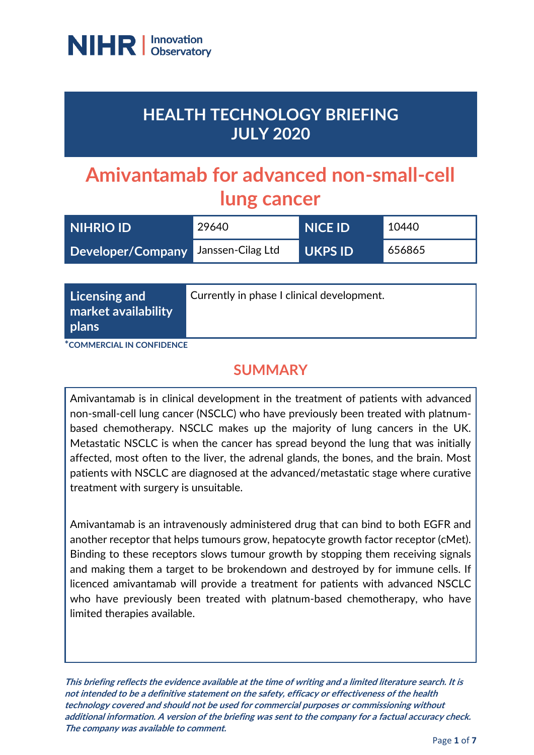NIHR | Innovation Observatory

# HEALTH TECHNOLOGY BRIEFING JULY 2020

# Amivantamab for advanced non-small-cell lung cancer

| NIHRIO ID | 29640 | NICE ID | 10440 |
|---|---|---|---|
| Developer/Company | Janssen-Cilag Ltd | UKPS ID | 656865 |

| Licensing and market availability plans | Currently in phase I clinical development. |
|---|---|

*COMMERCIAL IN CONFIDENCE

## SUMMARY

Amivantamab is in clinical development in the treatment of patients with advanced non-small-cell lung cancer (NSCLC) who have previously been treated with platnum-based chemotherapy. NSCLC makes up the majority of lung cancers in the UK. Metastatic NSCLC is when the cancer has spread beyond the lung that was initially affected, most often to the liver, the adrenal glands, the bones, and the brain. Most patients with NSCLC are diagnosed at the advanced/metastatic stage where curative treatment with surgery is unsuitable.

Amivantamab is an intravenously administered drug that can bind to both EGFR and another receptor that helps tumours grow, hepatocyte growth factor receptor (cMet). Binding to these receptors slows tumour growth by stopping them receiving signals and making them a target to be brokendown and destroyed by for immune cells. If licenced amivantamab will provide a treatment for patients with advanced NSCLC who have previously been treated with platnum-based chemotherapy, who have limited therapies available.

***This briefing reflects the evidence available at the time of writing and a limited literature search. It is not intended to be a definitive statement on the safety, efficacy or effectiveness of the health technology covered and should not be used for commercial purposes or commissioning without additional information. A version of the briefing was sent to the company for a factual accuracy check. The company was available to comment.***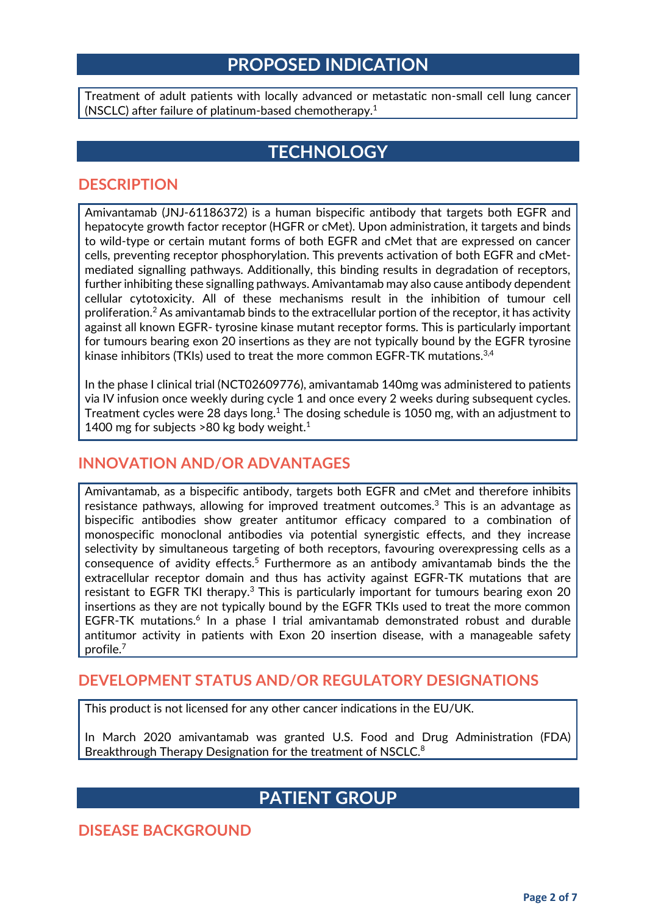# PROPOSED INDICATION

Treatment of adult patients with locally advanced or metastatic non-small cell lung cancer (NSCLC) after failure of platinum-based chemotherapy.[1]

# TECHNOLOGY

## DESCRIPTION

Amivantamab (JNJ-61186372) is a human bispecific antibody that targets both EGFR and hepatocyte growth factor receptor (HGFR or cMet). Upon administration, it targets and binds to wild-type or certain mutant forms of both EGFR and cMet that are expressed on cancer cells, preventing receptor phosphorylation. This prevents activation of both EGFR and cMet-mediated signalling pathways. Additionally, this binding results in degradation of receptors, further inhibiting these signalling pathways. Amivantamab may also cause antibody dependent cellular cytotoxicity. All of these mechanisms result in the inhibition of tumour cell proliferation.[2] As amivantamab binds to the extracellular portion of the receptor, it has activity against all known EGFR- tyrosine kinase mutant receptor forms. This is particularly important for tumours bearing exon 20 insertions as they are not typically bound by the EGFR tyrosine kinase inhibitors (TKIs) used to treat the more common EGFR-TK mutations.[3,4]

In the phase I clinical trial (NCT02609776), amivantamab 140mg was administered to patients via IV infusion once weekly during cycle 1 and once every 2 weeks during subsequent cycles. Treatment cycles were 28 days long.[1] The dosing schedule is 1050 mg, with an adjustment to 1400 mg for subjects >80 kg body weight.[1]

## INNOVATION AND/OR ADVANTAGES

Amivantamab, as a bispecific antibody, targets both EGFR and cMet and therefore inhibits resistance pathways, allowing for improved treatment outcomes.[3] This is an advantage as bispecific antibodies show greater antitumor efficacy compared to a combination of monospecific monoclonal antibodies via potential synergistic effects, and they increase selectivity by simultaneous targeting of both receptors, favouring overexpressing cells as a consequence of avidity effects.[5] Furthermore as an antibody amivantamab binds the the extracellular receptor domain and thus has activity against EGFR-TK mutations that are resistant to EGFR TKI therapy.[3] This is particularly important for tumours bearing exon 20 insertions as they are not typically bound by the EGFR TKIs used to treat the more common EGFR-TK mutations.[6] In a phase I trial amivantamab demonstrated robust and durable antitumor activity in patients with Exon 20 insertion disease, with a manageable safety profile.[7]

## DEVELOPMENT STATUS AND/OR REGULATORY DESIGNATIONS

This product is not licensed for any other cancer indications in the EU/UK.

In March 2020 amivantamab was granted U.S. Food and Drug Administration (FDA) Breakthrough Therapy Designation for the treatment of NSCLC.[8]

# PATIENT GROUP

## DISEASE BACKGROUND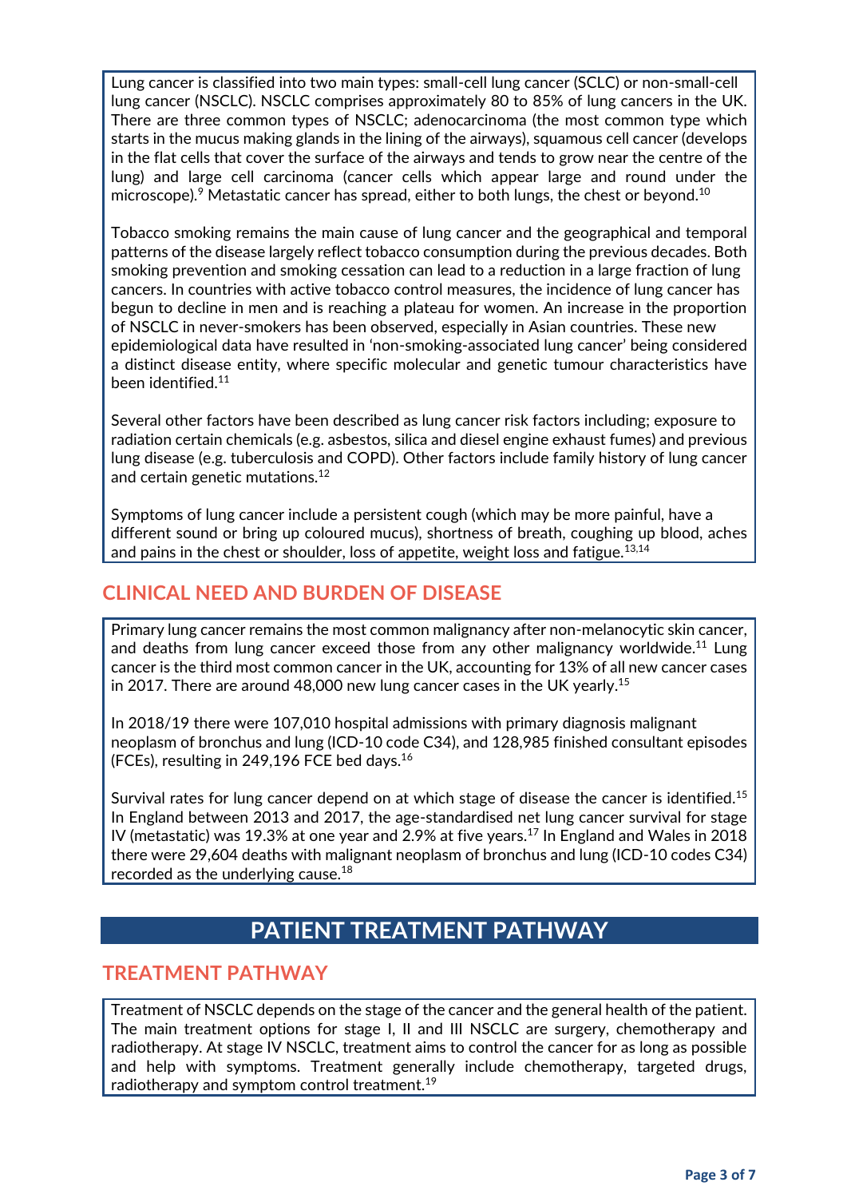Lung cancer is classified into two main types: small-cell lung cancer (SCLC) or non-small-cell lung cancer (NSCLC). NSCLC comprises approximately 80 to 85% of lung cancers in the UK. There are three common types of NSCLC; adenocarcinoma (the most common type which starts in the mucus making glands in the lining of the airways), squamous cell cancer (develops in the flat cells that cover the surface of the airways and tends to grow near the centre of the lung) and large cell carcinoma (cancer cells which appear large and round under the microscope).[9] Metastatic cancer has spread, either to both lungs, the chest or beyond.[10]

Tobacco smoking remains the main cause of lung cancer and the geographical and temporal patterns of the disease largely reflect tobacco consumption during the previous decades. Both smoking prevention and smoking cessation can lead to a reduction in a large fraction of lung cancers. In countries with active tobacco control measures, the incidence of lung cancer has begun to decline in men and is reaching a plateau for women. An increase in the proportion of NSCLC in never-smokers has been observed, especially in Asian countries. These new epidemiological data have resulted in 'non-smoking-associated lung cancer' being considered a distinct disease entity, where specific molecular and genetic tumour characteristics have been identified.[11]

Several other factors have been described as lung cancer risk factors including; exposure to radiation certain chemicals (e.g. asbestos, silica and diesel engine exhaust fumes) and previous lung disease (e.g. tuberculosis and COPD). Other factors include family history of lung cancer and certain genetic mutations.[12]

Symptoms of lung cancer include a persistent cough (which may be more painful, have a different sound or bring up coloured mucus), shortness of breath, coughing up blood, aches and pains in the chest or shoulder, loss of appetite, weight loss and fatigue.[13,14]

## CLINICAL NEED AND BURDEN OF DISEASE

Primary lung cancer remains the most common malignancy after non-melanocytic skin cancer, and deaths from lung cancer exceed those from any other malignancy worldwide.[11] Lung cancer is the third most common cancer in the UK, accounting for 13% of all new cancer cases in 2017. There are around 48,000 new lung cancer cases in the UK yearly.[15]

In 2018/19 there were 107,010 hospital admissions with primary diagnosis malignant neoplasm of bronchus and lung (ICD-10 code C34), and 128,985 finished consultant episodes (FCEs), resulting in 249,196 FCE bed days.[16]

Survival rates for lung cancer depend on at which stage of disease the cancer is identified.[15] In England between 2013 and 2017, the age-standardised net lung cancer survival for stage IV (metastatic) was 19.3% at one year and 2.9% at five years.[17] In England and Wales in 2018 there were 29,604 deaths with malignant neoplasm of bronchus and lung (ICD-10 codes C34) recorded as the underlying cause.[18]

# PATIENT TREATMENT PATHWAY

## TREATMENT PATHWAY

Treatment of NSCLC depends on the stage of the cancer and the general health of the patient. The main treatment options for stage I, II and III NSCLC are surgery, chemotherapy and radiotherapy. At stage IV NSCLC, treatment aims to control the cancer for as long as possible and help with symptoms. Treatment generally include chemotherapy, targeted drugs, radiotherapy and symptom control treatment.[19]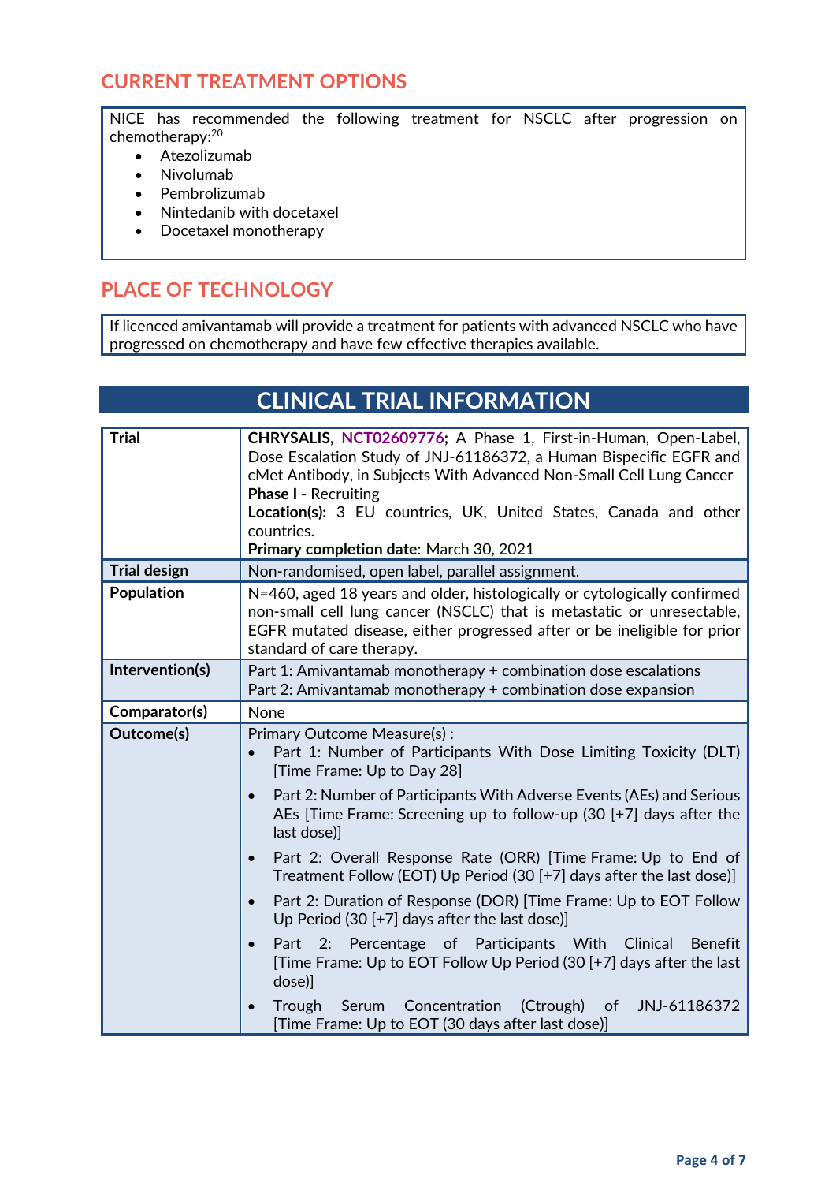## CURRENT TREATMENT OPTIONS

NICE has recommended the following treatment for NSCLC after progression on chemotherapy:[20]

- Atezolizumab
- Nivolumab
- Pembrolizumab
- Nintedanib with docetaxel
- Docetaxel monotherapy

## PLACE OF TECHNOLOGY

If licenced amivantamab will provide a treatment for patients with advanced NSCLC who have progressed on chemotherapy and have few effective therapies available.

# CLINICAL TRIAL INFORMATION

| | |
|---|---|
| **Trial** | **CHRYSALIS, NCT02609776;** A Phase 1, First-in-Human, Open-Label, Dose Escalation Study of JNJ-61186372, a Human Bispecific EGFR and cMet Antibody, in Subjects With Advanced Non-Small Cell Lung Cancer<br>**Phase I -** Recruiting<br>**Location(s):** 3 EU countries, UK, United States, Canada and other countries.<br>**Primary completion date**: March 30, 2021 |
| **Trial design** | Non-randomised, open label, parallel assignment. |
| **Population** | N=460, aged 18 years and older, histologically or cytologically confirmed non-small cell lung cancer (NSCLC) that is metastatic or unresectable, EGFR mutated disease, either progressed after or be ineligible for prior standard of care therapy. |
| **Intervention(s)** | Part 1: Amivantamab monotherapy + combination dose escalations<br>Part 2: Amivantamab monotherapy + combination dose expansion |
| **Comparator(s)** | None |
| **Outcome(s)** | Primary Outcome Measure(s) :<br>• Part 1: Number of Participants With Dose Limiting Toxicity (DLT) [Time Frame: Up to Day 28]<br>• Part 2: Number of Participants With Adverse Events (AEs) and Serious AEs [Time Frame: Screening up to follow-up (30 [+7] days after the last dose)]<br>• Part 2: Overall Response Rate (ORR) [Time Frame: Up to End of Treatment Follow (EOT) Up Period (30 [+7] days after the last dose)]<br>• Part 2: Duration of Response (DOR) [Time Frame: Up to EOT Follow Up Period (30 [+7] days after the last dose)]<br>• Part 2: Percentage of Participants With Clinical Benefit [Time Frame: Up to EOT Follow Up Period (30 [+7] days after the last dose)]<br>• Trough Serum Concentration (Ctrough) of JNJ-61186372 [Time Frame: Up to EOT (30 days after last dose)] |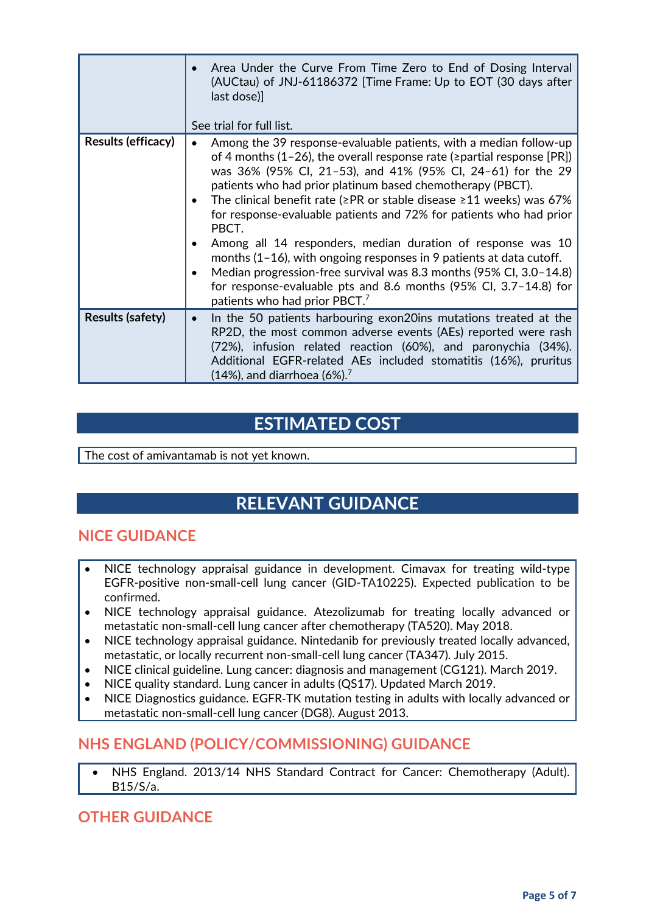| | |
|---|---|
| | • Area Under the Curve From Time Zero to End of Dosing Interval (AUCtau) of JNJ-61186372 [Time Frame: Up to EOT (30 days after last dose)]<br><br>See trial for full list. |
| **Results (efficacy)** | • Among the 39 response-evaluable patients, with a median follow-up of 4 months (1–26), the overall response rate (≥partial response [PR]) was 36% (95% CI, 21–53), and 41% (95% CI, 24–61) for the 29 patients who had prior platinum based chemotherapy (PBCT).<br>• The clinical benefit rate (≥PR or stable disease ≥11 weeks) was 67% for response-evaluable patients and 72% for patients who had prior PBCT.<br>• Among all 14 responders, median duration of response was 10 months (1–16), with ongoing responses in 9 patients at data cutoff.<br>• Median progression-free survival was 8.3 months (95% CI, 3.0–14.8) for response-evaluable pts and 8.6 months (95% CI, 3.7–14.8) for patients who had prior PBCT.[7] |
| **Results (safety)** | • In the 50 patients harbouring exon20ins mutations treated at the RP2D, the most common adverse events (AEs) reported were rash (72%), infusion related reaction (60%), and paronychia (34%). Additional EGFR-related AEs included stomatitis (16%), pruritus (14%), and diarrhoea (6%).[7] |

# ESTIMATED COST

The cost of amivantamab is not yet known.

# RELEVANT GUIDANCE

## NICE GUIDANCE

- NICE technology appraisal guidance in development. Cimavax for treating wild-type EGFR-positive non-small-cell lung cancer (GID-TA10225). Expected publication to be confirmed.
- NICE technology appraisal guidance. Atezolizumab for treating locally advanced or metastatic non-small-cell lung cancer after chemotherapy (TA520). May 2018.
- NICE technology appraisal guidance. Nintedanib for previously treated locally advanced, metastatic, or locally recurrent non-small-cell lung cancer (TA347). July 2015.
- NICE clinical guideline. Lung cancer: diagnosis and management (CG121). March 2019.
- NICE quality standard. Lung cancer in adults (QS17). Updated March 2019.
- NICE Diagnostics guidance. EGFR-TK mutation testing in adults with locally advanced or metastatic non-small-cell lung cancer (DG8). August 2013.

## NHS ENGLAND (POLICY/COMMISSIONING) GUIDANCE

- NHS England. 2013/14 NHS Standard Contract for Cancer: Chemotherapy (Adult). B15/S/a.

## OTHER GUIDANCE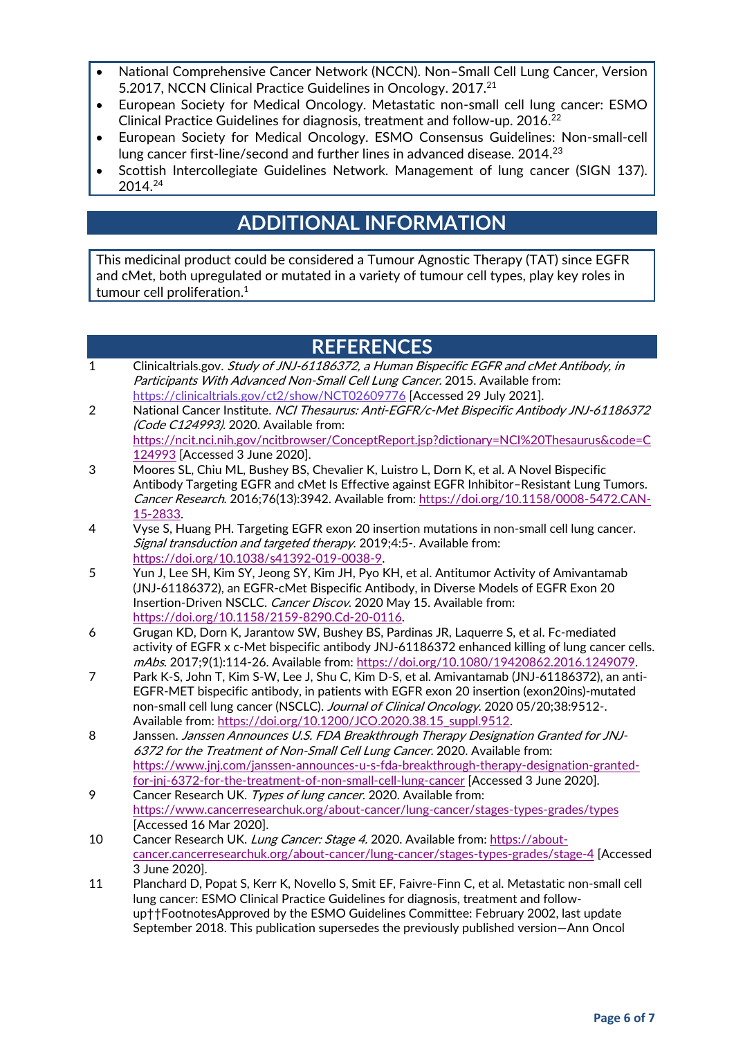- National Comprehensive Cancer Network (NCCN). Non–Small Cell Lung Cancer, Version 5.2017, NCCN Clinical Practice Guidelines in Oncology. 2017.[21]
- European Society for Medical Oncology. Metastatic non-small cell lung cancer: ESMO Clinical Practice Guidelines for diagnosis, treatment and follow-up. 2016.[22]
- European Society for Medical Oncology. ESMO Consensus Guidelines: Non-small-cell lung cancer first-line/second and further lines in advanced disease. 2014.[23]
- Scottish Intercollegiate Guidelines Network. Management of lung cancer (SIGN 137). 2014.[24]

## ADDITIONAL INFORMATION

This medicinal product could be considered a Tumour Agnostic Therapy (TAT) since EGFR and cMet, both upregulated or mutated in a variety of tumour cell types, play key roles in tumour cell proliferation.[1]

## REFERENCES

1. Clinicaltrials.gov. *Study of JNJ-61186372, a Human Bispecific EGFR and cMet Antibody, in Participants With Advanced Non-Small Cell Lung Cancer.* 2015. Available from: https://clinicaltrials.gov/ct2/show/NCT02609776 [Accessed 29 July 2021].
2. National Cancer Institute. *NCI Thesaurus: Anti-EGFR/c-Met Bispecific Antibody JNJ-61186372 (Code C124993).* 2020. Available from: https://ncit.nci.nih.gov/ncitbrowser/ConceptReport.jsp?dictionary=NCI%20Thesaurus&code=C124993 [Accessed 3 June 2020].
3. Moores SL, Chiu ML, Bushey BS, Chevalier K, Luistro L, Dorn K, et al. A Novel Bispecific Antibody Targeting EGFR and cMet Is Effective against EGFR Inhibitor–Resistant Lung Tumors. *Cancer Research.* 2016;76(13):3942. Available from: https://doi.org/10.1158/0008-5472.CAN-15-2833.
4. Vyse S, Huang PH. Targeting EGFR exon 20 insertion mutations in non-small cell lung cancer. *Signal transduction and targeted therapy.* 2019;4:5-. Available from: https://doi.org/10.1038/s41392-019-0038-9.
5. Yun J, Lee SH, Kim SY, Jeong SY, Kim JH, Pyo KH, et al. Antitumor Activity of Amivantamab (JNJ-61186372), an EGFR-cMet Bispecific Antibody, in Diverse Models of EGFR Exon 20 Insertion-Driven NSCLC. *Cancer Discov.* 2020 May 15. Available from: https://doi.org/10.1158/2159-8290.Cd-20-0116.
6. Grugan KD, Dorn K, Jarantow SW, Bushey BS, Pardinas JR, Laquerre S, et al. Fc-mediated activity of EGFR x c-Met bispecific antibody JNJ-61186372 enhanced killing of lung cancer cells. *mAbs.* 2017;9(1):114-26. Available from: https://doi.org/10.1080/19420862.2016.1249079.
7. Park K-S, John T, Kim S-W, Lee J, Shu C, Kim D-S, et al. Amivantamab (JNJ-61186372), an anti-EGFR-MET bispecific antibody, in patients with EGFR exon 20 insertion (exon20ins)-mutated non-small cell lung cancer (NSCLC). *Journal of Clinical Oncology.* 2020 05/20;38:9512-. Available from: https://doi.org/10.1200/JCO.2020.38.15_suppl.9512.
8. Janssen. *Janssen Announces U.S. FDA Breakthrough Therapy Designation Granted for JNJ-6372 for the Treatment of Non-Small Cell Lung Cancer.* 2020. Available from: https://www.jnj.com/janssen-announces-u-s-fda-breakthrough-therapy-designation-granted-for-jnj-6372-for-the-treatment-of-non-small-cell-lung-cancer [Accessed 3 June 2020].
9. Cancer Research UK. *Types of lung cancer.* 2020. Available from: https://www.cancerresearchuk.org/about-cancer/lung-cancer/stages-types-grades/types [Accessed 16 Mar 2020].
10. Cancer Research UK. *Lung Cancer: Stage 4.* 2020. Available from: https://about-cancer.cancerresearchuk.org/about-cancer/lung-cancer/stages-types-grades/stage-4 [Accessed 3 June 2020].
11. Planchard D, Popat S, Kerr K, Novello S, Smit EF, Faivre-Finn C, et al. Metastatic non-small cell lung cancer: ESMO Clinical Practice Guidelines for diagnosis, treatment and follow-up††FootnotesApproved by the ESMO Guidelines Committee: February 2002, last update September 2018. This publication supersedes the previously published version—Ann Oncol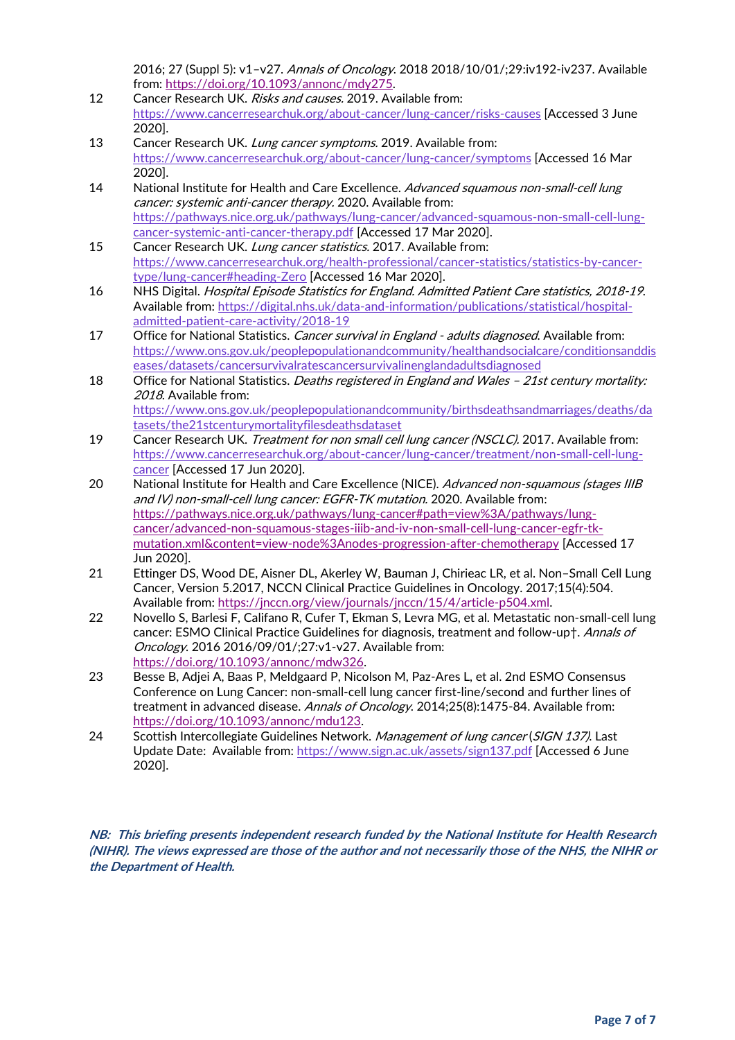2016; 27 (Suppl 5): v1–v27. *Annals of Oncology*. 2018 2018/10/01/;29:iv192-iv237. Available from: https://doi.org/10.1093/annonc/mdy275.

12 Cancer Research UK. *Risks and causes.* 2019. Available from: https://www.cancerresearchuk.org/about-cancer/lung-cancer/risks-causes [Accessed 3 June 2020].

13 Cancer Research UK. *Lung cancer symptoms.* 2019. Available from: https://www.cancerresearchuk.org/about-cancer/lung-cancer/symptoms [Accessed 16 Mar 2020].

14 National Institute for Health and Care Excellence. *Advanced squamous non-small-cell lung cancer: systemic anti-cancer therapy.* 2020. Available from: https://pathways.nice.org.uk/pathways/lung-cancer/advanced-squamous-non-small-cell-lung-cancer-systemic-anti-cancer-therapy.pdf [Accessed 17 Mar 2020].

15 Cancer Research UK. *Lung cancer statistics.* 2017. Available from: https://www.cancerresearchuk.org/health-professional/cancer-statistics/statistics-by-cancer-type/lung-cancer#heading-Zero [Accessed 16 Mar 2020].

16 NHS Digital. *Hospital Episode Statistics for England. Admitted Patient Care statistics, 2018-19.* Available from: https://digital.nhs.uk/data-and-information/publications/statistical/hospital-admitted-patient-care-activity/2018-19

17 Office for National Statistics. *Cancer survival in England - adults diagnosed.* Available from: https://www.ons.gov.uk/peoplepopulationandcommunity/healthandsocialcare/conditionsanddiseases/datasets/cancersurvivalratescancersurvivalinenglandadultsdiagnosed

18 Office for National Statistics. *Deaths registered in England and Wales – 21st century mortality: 2018.* Available from: https://www.ons.gov.uk/peoplepopulationandcommunity/birthsdeathsandmarriages/deaths/datasets/the21stcenturymortalityfilesdeathsdataset

19 Cancer Research UK. *Treatment for non small cell lung cancer (NSCLC).* 2017. Available from: https://www.cancerresearchuk.org/about-cancer/lung-cancer/treatment/non-small-cell-lung-cancer [Accessed 17 Jun 2020].

20 National Institute for Health and Care Excellence (NICE). *Advanced non-squamous (stages IIIB and IV) non-small-cell lung cancer: EGFR-TK mutation.* 2020. Available from: https://pathways.nice.org.uk/pathways/lung-cancer#path=view%3A/pathways/lung-cancer/advanced-non-squamous-stages-iiib-and-iv-non-small-cell-lung-cancer-egfr-tk-mutation.xml&content=view-node%3Anodes-progression-after-chemotherapy [Accessed 17 Jun 2020].

21 Ettinger DS, Wood DE, Aisner DL, Akerley W, Bauman J, Chirieac LR, et al. Non–Small Cell Lung Cancer, Version 5.2017, NCCN Clinical Practice Guidelines in Oncology. 2017;15(4):504. Available from: https://jnccn.org/view/journals/jnccn/15/4/article-p504.xml.

22 Novello S, Barlesi F, Califano R, Cufer T, Ekman S, Levra MG, et al. Metastatic non-small-cell lung cancer: ESMO Clinical Practice Guidelines for diagnosis, treatment and follow-up†. *Annals of Oncology*. 2016 2016/09/01/;27:v1-v27. Available from: https://doi.org/10.1093/annonc/mdw326.

23 Besse B, Adjei A, Baas P, Meldgaard P, Nicolson M, Paz-Ares L, et al. 2nd ESMO Consensus Conference on Lung Cancer: non-small-cell lung cancer first-line/second and further lines of treatment in advanced disease. *Annals of Oncology*. 2014;25(8):1475-84. Available from: https://doi.org/10.1093/annonc/mdu123.

24 Scottish Intercollegiate Guidelines Network. *Management of lung cancer* (*SIGN 137).* Last Update Date: Available from: https://www.sign.ac.uk/assets/sign137.pdf [Accessed 6 June 2020].

***NB: This briefing presents independent research funded by the National Institute for Health Research (NIHR). The views expressed are those of the author and not necessarily those of the NHS, the NIHR or the Department of Health.***